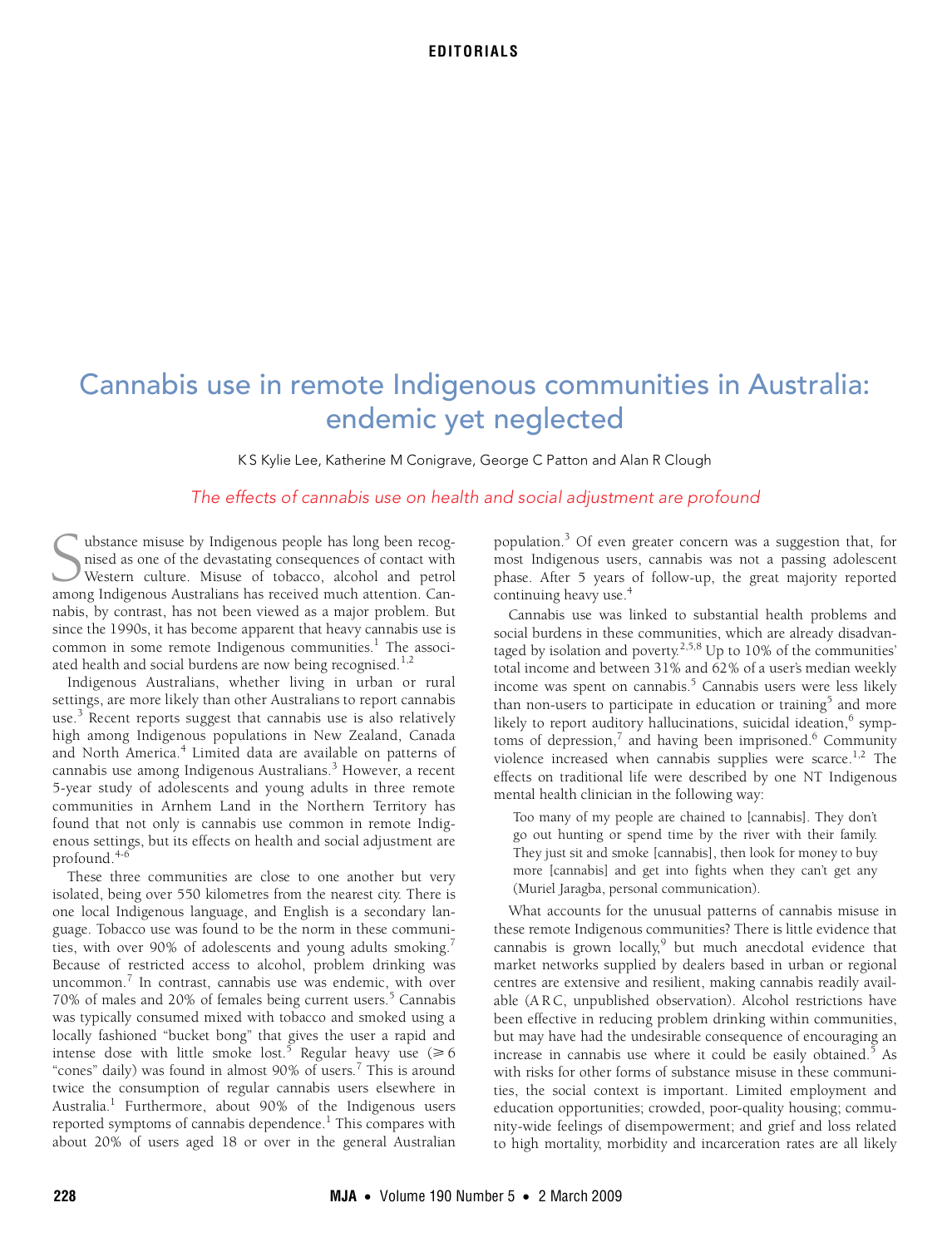# Cannabis use in remote Indigenous communities in Australia: endemic yet neglected

K S Kylie Lee, Katherine M Conigrave, George C Patton and Alan R Clough

*The effects of cannabis use on health and social adjustment are profound*

Substance misuse by Indigenous people has long been recognised as one of the devastating consequences of contact with Western culture. Misuse of tobacco, alcohol and petrol among Indigenous Australians has received much attention. Cannabis, by contrast, has not been viewed as a major problem. But since the 1990s, it has become apparent that heavy cannabis use is common in some remote Indigenous communities.[1] The associated health and social burdens are now being recognised.[1,2]

Indigenous Australians, whether living in urban or rural settings, are more likely than other Australians to report cannabis use.[3] Recent reports suggest that cannabis use is also relatively high among Indigenous populations in New Zealand, Canada and North America.[4] Limited data are available on patterns of cannabis use among Indigenous Australians.[3] However, a recent 5-year study of adolescents and young adults in three remote communities in Arnhem Land in the Northern Territory has found that not only is cannabis use common in remote Indigenous settings, but its effects on health and social adjustment are profound.[4-6]

These three communities are close to one another but very isolated, being over 550 kilometres from the nearest city. There is one local Indigenous language, and English is a secondary language. Tobacco use was found to be the norm in these communities, with over 90% of adolescents and young adults smoking.[7] Because of restricted access to alcohol, problem drinking was uncommon.[7] In contrast, cannabis use was endemic, with over 70% of males and 20% of females being current users.[5] Cannabis was typically consumed mixed with tobacco and smoked using a locally fashioned "bucket bong" that gives the user a rapid and intense dose with little smoke lost.[5] Regular heavy use (≥ 6 "cones" daily) was found in almost 90% of users.[7] This is around twice the consumption of regular cannabis users elsewhere in Australia.[1] Furthermore, about 90% of the Indigenous users reported symptoms of cannabis dependence.[1] This compares with about 20% of users aged 18 or over in the general Australian population.[3] Of even greater concern was a suggestion that, for most Indigenous users, cannabis was not a passing adolescent phase. After 5 years of follow-up, the great majority reported continuing heavy use.[4]

Cannabis use was linked to substantial health problems and social burdens in these communities, which are already disadvantaged by isolation and poverty.[2,5,8] Up to 10% of the communities' total income and between 31% and 62% of a user's median weekly income was spent on cannabis.[5] Cannabis users were less likely than non-users to participate in education or training[5] and more likely to report auditory hallucinations, suicidal ideation,[6] symptoms of depression,[7] and having been imprisoned.[6] Community violence increased when cannabis supplies were scarce.[1,2] The effects on traditional life were described by one NT Indigenous mental health clinician in the following way:

> Too many of my people are chained to [cannabis]. They don't go out hunting or spend time by the river with their family. They just sit and smoke [cannabis], then look for money to buy more [cannabis] and get into fights when they can't get any (Muriel Jaragba, personal communication).

What accounts for the unusual patterns of cannabis misuse in these remote Indigenous communities? There is little evidence that cannabis is grown locally,[9] but much anecdotal evidence that market networks supplied by dealers based in urban or regional centres are extensive and resilient, making cannabis readily available (ARC, unpublished observation). Alcohol restrictions have been effective in reducing problem drinking within communities, but may have had the undesirable consequence of encouraging an increase in cannabis use where it could be easily obtained.[5] As with risks for other forms of substance misuse in these communities, the social context is important. Limited employment and education opportunities; crowded, poor-quality housing; community-wide feelings of disempowerment; and grief and loss related to high mortality, morbidity and incarceration rates are all likely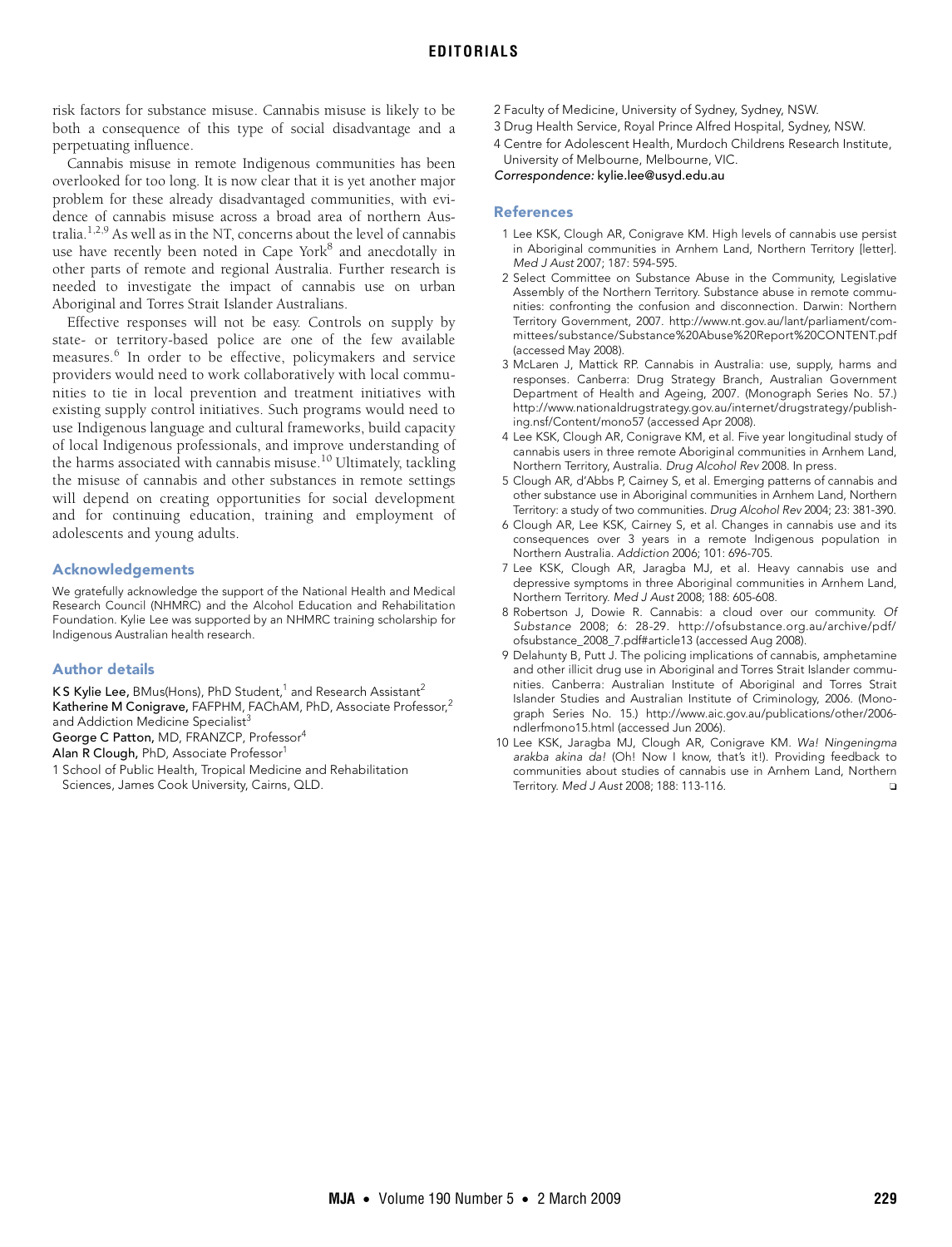risk factors for substance misuse. Cannabis misuse is likely to be both a consequence of this type of social disadvantage and a perpetuating influence.

Cannabis misuse in remote Indigenous communities has been overlooked for too long. It is now clear that it is yet another major problem for these already disadvantaged communities, with evidence of cannabis misuse across a broad area of northern Australia.[1,2,9] As well as in the NT, concerns about the level of cannabis use have recently been noted in Cape York[8] and anecdotally in other parts of remote and regional Australia. Further research is needed to investigate the impact of cannabis use on urban Aboriginal and Torres Strait Islander Australians.

Effective responses will not be easy. Controls on supply by state- or territory-based police are one of the few available measures.[6] In order to be effective, policymakers and service providers would need to work collaboratively with local communities to tie in local prevention and treatment initiatives with existing supply control initiatives. Such programs would need to use Indigenous language and cultural frameworks, build capacity of local Indigenous professionals, and improve understanding of the harms associated with cannabis misuse.[10] Ultimately, tackling the misuse of cannabis and other substances in remote settings will depend on creating opportunities for social development and for continuing education, training and employment of adolescents and young adults.

## Acknowledgements

We gratefully acknowledge the support of the National Health and Medical Research Council (NHMRC) and the Alcohol Education and Rehabilitation Foundation. Kylie Lee was supported by an NHMRC training scholarship for Indigenous Australian health research.

## Author details

**K S Kylie Lee,** BMus(Hons), PhD Student,[1] and Research Assistant[2]
**Katherine M Conigrave,** FAFPHM, FAChAM, PhD, Associate Professor,[2] and Addiction Medicine Specialist[3]
**George C Patton,** MD, FRANZCP, Professor[4]
**Alan R Clough,** PhD, Associate Professor[1]

1 School of Public Health, Tropical Medicine and Rehabilitation Sciences, James Cook University, Cairns, QLD.
2 Faculty of Medicine, University of Sydney, Sydney, NSW.
3 Drug Health Service, Royal Prince Alfred Hospital, Sydney, NSW.
4 Centre for Adolescent Health, Murdoch Childrens Research Institute, University of Melbourne, Melbourne, VIC.

*Correspondence:* kylie.lee@usyd.edu.au

## References

1 Lee KSK, Clough AR, Conigrave KM. High levels of cannabis use persist in Aboriginal communities in Arnhem Land, Northern Territory [letter]. *Med J Aust* 2007; 187: 594-595.

2 Select Committee on Substance Abuse in the Community, Legislative Assembly of the Northern Territory. Substance abuse in remote communities: confronting the confusion and disconnection. Darwin: Northern Territory Government, 2007. http://www.nt.gov.au/lant/parliament/committees/substance/Substance%20Abuse%20Report%20CONTENT.pdf (accessed May 2008).

3 McLaren J, Mattick RP. Cannabis in Australia: use, supply, harms and responses. Canberra: Drug Strategy Branch, Australian Government Department of Health and Ageing, 2007. (Monograph Series No. 57.) http://www.nationaldrugstrategy.gov.au/internet/drugstrategy/publishing.nsf/Content/mono57 (accessed Apr 2008).

4 Lee KSK, Clough AR, Conigrave KM, et al. Five year longitudinal study of cannabis users in three remote Aboriginal communities in Arnhem Land, Northern Territory, Australia. *Drug Alcohol Rev* 2008. In press.

5 Clough AR, d'Abbs P, Cairney S, et al. Emerging patterns of cannabis and other substance use in Aboriginal communities in Arnhem Land, Northern Territory: a study of two communities. *Drug Alcohol Rev* 2004; 23: 381-390.

6 Clough AR, Lee KSK, Cairney S, et al. Changes in cannabis use and its consequences over 3 years in a remote Indigenous population in Northern Australia. *Addiction* 2006; 101: 696-705.

7 Lee KSK, Clough AR, Jaragba MJ, et al. Heavy cannabis use and depressive symptoms in three Aboriginal communities in Arnhem Land, Northern Territory. *Med J Aust* 2008; 188: 605-608.

8 Robertson J, Dowie R. Cannabis: a cloud over our community. *Of Substance* 2008; 6: 28-29. http://ofsubstance.org.au/archive/pdf/ofsubstance_2008_7.pdf#article13 (accessed Aug 2008).

9 Delahunty B, Putt J. The policing implications of cannabis, amphetamine and other illicit drug use in Aboriginal and Torres Strait Islander communities. Canberra: Australian Institute of Aboriginal and Torres Strait Islander Studies and Australian Institute of Criminology, 2006. (Monograph Series No. 15.) http://www.aic.gov.au/publications/other/2006-ndlerfmono15.html (accessed Jun 2006).

10 Lee KSK, Jaragba MJ, Clough AR, Conigrave KM. *Wa! Ningeningma arakba akina da!* (Oh! Now I know, that's it!). Providing feedback to communities about studies of cannabis use in Arnhem Land, Northern Territory. *Med J Aust* 2008; 188: 113-116.